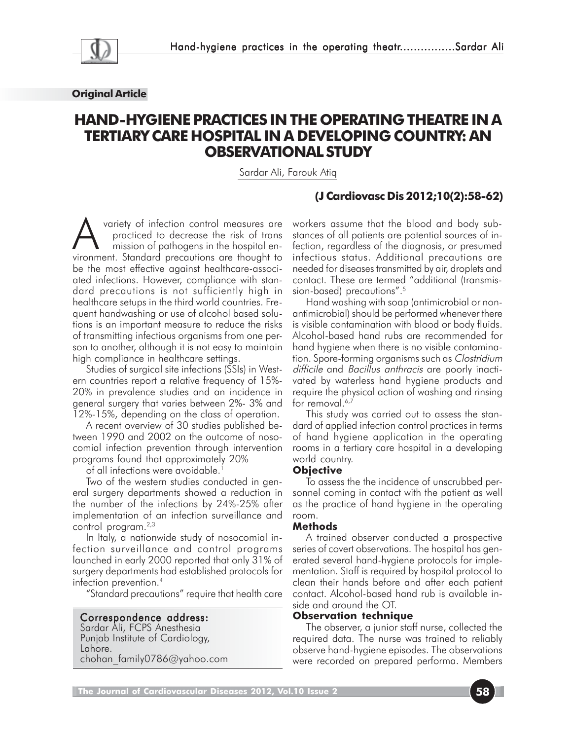**Original Article**

# HAND-HYGIENE PRACTICES IN THE OPERATING THEATRE IN A TERTIARY CARE HOSPITAL IN A DEVELOPING COUNTRY: AN OBSERVATIONAL STUDY

Sardar Ali, Farouk Atiq

**(J Cardiovasc Dis 2012;10(2):58-62)**

A variety of infection control measures are practiced to decrease the risk of trans mission of pathogens in the hospital environment. Standard precautions are thought to be the most effective against healthcare-associated infections. However, compliance with standard precautions is not sufficiently high in healthcare setups in the third world countries. Frequent handwashing or use of alcohol based solutions is an important measure to reduce the risks of transmitting infectious organisms from one person to another, although it is not easy to maintain high compliance in healthcare settings.

Studies of surgical site infections (SSIs) in Western countries report a relative frequency of 15%-20% in prevalence studies and an incidence in general surgery that varies between 2%- 3% and 12%-15%, depending on the class of operation.

A recent overview of 30 studies published between 1990 and 2002 on the outcome of nosocomial infection prevention through intervention programs found that approximately 20% of all infections were avoidable.[1]

Two of the western studies conducted in general surgery departments showed a reduction in the number of the infections by 24%-25% after implementation of an infection surveillance and control program.[2,3]

In Italy, a nationwide study of nosocomial infection surveillance and control programs launched in early 2000 reported that only 31% of surgery departments had established protocols for infection prevention.[4]

"Standard precautions" require that health care workers assume that the blood and body substances of all patients are potential sources of infection, regardless of the diagnosis, or presumed infectious status. Additional precautions are needed for diseases transmitted by air, droplets and contact. These are termed "additional (transmission-based) precautions".[5]

Hand washing with soap (antimicrobial or non-antimicrobial) should be performed whenever there is visible contamination with blood or body fluids. Alcohol-based hand rubs are recommended for hand hygiene when there is no visible contamination. Spore-forming organisms such as *Clostridium difficile* and *Bacillus anthracis* are poorly inactivated by waterless hand hygiene products and require the physical action of washing and rinsing for removal.[6,7]

This study was carried out to assess the standard of applied infection control practices in terms of hand hygiene application in the operating rooms in a tertiary care hospital in a developing world country.

### Objective

To assess the the incidence of unscrubbed personnel coming in contact with the patient as well as the practice of hand hygiene in the operating room.

### Methods

A trained observer conducted a prospective series of covert observations. The hospital has generated several hand-hygiene protocols for implementation. Staff is required by hospital protocol to clean their hands before and after each patient contact. Alcohol-based hand rub is available inside and around the OT.

### Observation technique

The observer, a junior staff nurse, collected the required data. The nurse was trained to reliably observe hand-hygiene episodes. The observations were recorded on prepared performa. Members

---

**Correspondence address:**
Sardar Ali, FCPS Anesthesia
Punjab Institute of Cardiology,
Lahore.
chohan_family0786@yahoo.com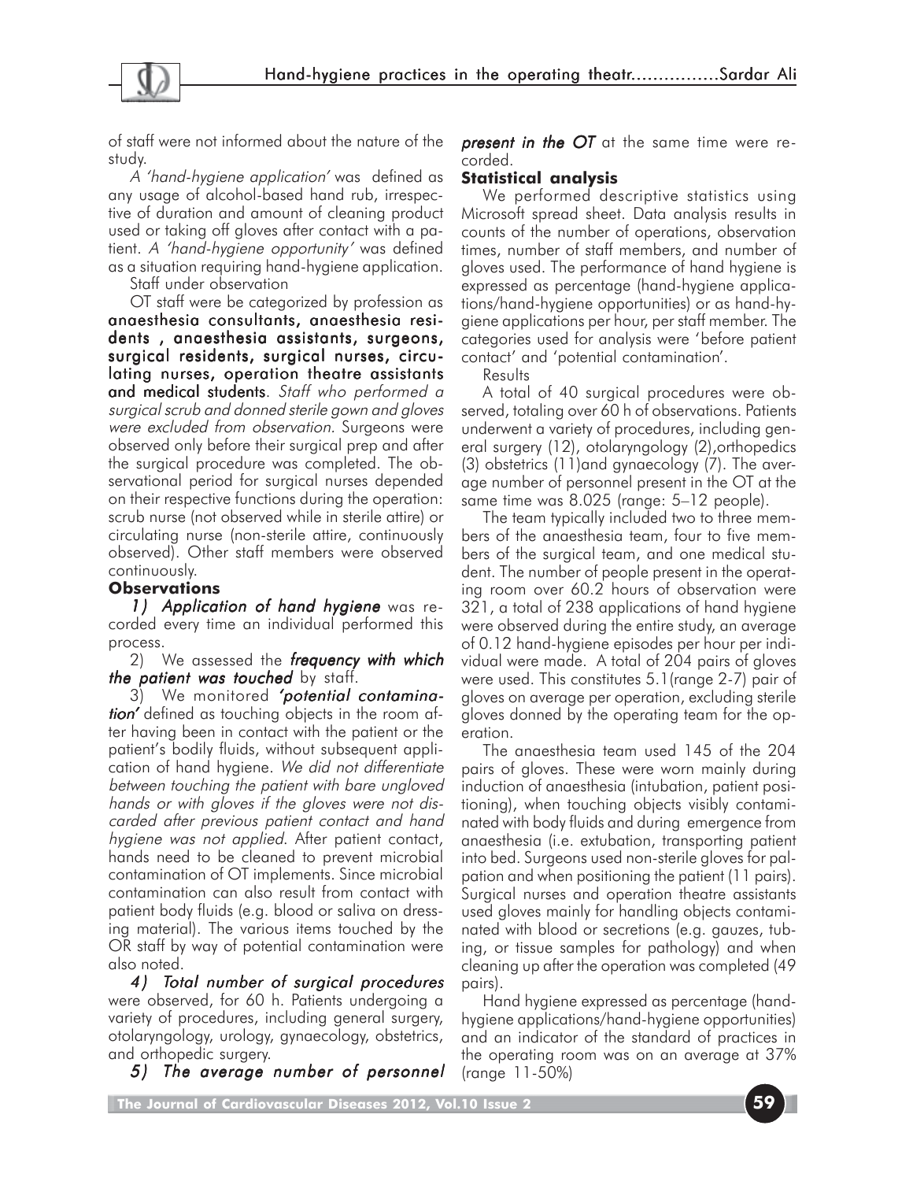of staff were not informed about the nature of the study.

*A 'hand-hygiene application'* was defined as any usage of alcohol-based hand rub, irrespective of duration and amount of cleaning product used or taking off gloves after contact with a patient. *A 'hand-hygiene opportunity'* was defined as a situation requiring hand-hygiene application.

Staff under observation

OT staff were be categorized by profession as **anaesthesia consultants, anaesthesia residents , anaesthesia assistants, surgeons, surgical residents, surgical nurses, circulating nurses, operation theatre assistants and medical students**. *Staff who performed a surgical scrub and donned sterile gown and gloves were excluded from observation.* Surgeons were observed only before their surgical prep and after the surgical procedure was completed. The observational period for surgical nurses depended on their respective functions during the operation: scrub nurse (not observed while in sterile attire) or circulating nurse (non-sterile attire, continuously observed). Other staff members were observed continuously.

**Observations**

***1) Application of hand hygiene*** was recorded every time an individual performed this process.

2) We assessed the ***frequency with which the patient was touched*** by staff.

3) We monitored ***'potential contamination'*** defined as touching objects in the room after having been in contact with the patient or the patient's bodily fluids, without subsequent application of hand hygiene. *We did not differentiate between touching the patient with bare ungloved hands or with gloves if the gloves were not discarded after previous patient contact and hand hygiene was not applied*. After patient contact, hands need to be cleaned to prevent microbial contamination of OT implements. Since microbial contamination can also result from contact with patient body fluids (e.g. blood or saliva on dressing material). The various items touched by the OR staff by way of potential contamination were also noted.

***4) Total number of surgical procedures*** were observed, for 60 h. Patients undergoing a variety of procedures, including general surgery, otolaryngology, urology, gynaecology, obstetrics, and orthopedic surgery.

***5) The average number of personnel present in the OT*** at the same time were recorded.

**Statistical analysis**

We performed descriptive statistics using Microsoft spread sheet. Data analysis results in counts of the number of operations, observation times, number of staff members, and number of gloves used. The performance of hand hygiene is expressed as percentage (hand-hygiene applications/hand-hygiene opportunities) or as hand-hygiene applications per hour, per staff member. The categories used for analysis were 'before patient contact' and 'potential contamination'.

Results

A total of 40 surgical procedures were observed, totaling over 60 h of observations. Patients underwent a variety of procedures, including general surgery (12), otolaryngology (2),orthopedics (3) obstetrics (11)and gynaecology (7). The average number of personnel present in the OT at the same time was 8.025 (range: 5–12 people).

The team typically included two to three members of the anaesthesia team, four to five members of the surgical team, and one medical student. The number of people present in the operating room over 60.2 hours of observation were 321, a total of 238 applications of hand hygiene were observed during the entire study, an average of 0.12 hand-hygiene episodes per hour per individual were made. A total of 204 pairs of gloves were used. This constitutes 5.1(range 2-7) pair of gloves on average per operation, excluding sterile gloves donned by the operating team for the operation.

The anaesthesia team used 145 of the 204 pairs of gloves. These were worn mainly during induction of anaesthesia (intubation, patient positioning), when touching objects visibly contaminated with body fluids and during emergence from anaesthesia (i.e. extubation, transporting patient into bed. Surgeons used non-sterile gloves for palpation and when positioning the patient (11 pairs). Surgical nurses and operation theatre assistants used gloves mainly for handling objects contaminated with blood or secretions (e.g. gauzes, tubing, or tissue samples for pathology) and when cleaning up after the operation was completed (49 pairs).

Hand hygiene expressed as percentage (hand-hygiene applications/hand-hygiene opportunities) and an indicator of the standard of practices in the operating room was on an average at 37% (range 11-50%)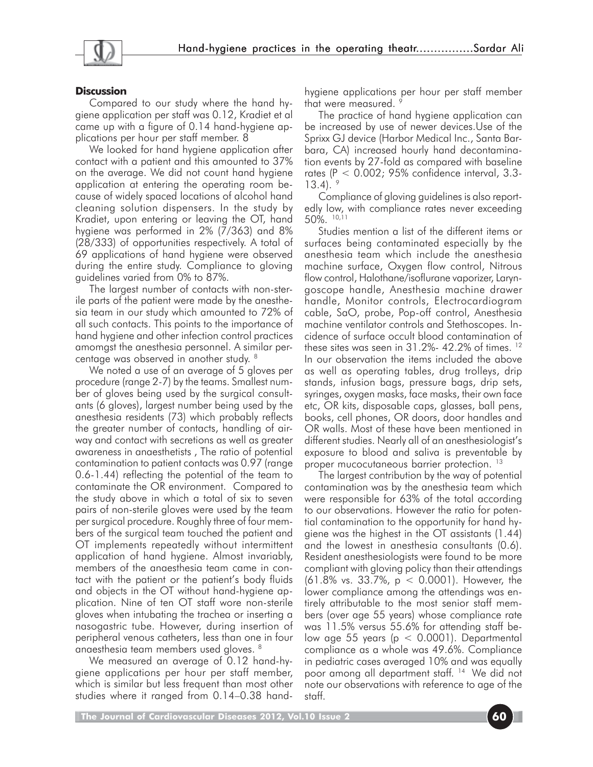## Discussion

Compared to our study where the hand hygiene application per staff was 0.12, Kradiet et al came up with a figure of 0.14 hand-hygiene applications per hour per staff member. 8

We looked for hand hygiene application after contact with a patient and this amounted to 37% on the average. We did not count hand hygiene application at entering the operating room because of widely spaced locations of alcohol hand cleaning solution dispensers. In the study by Kradiet, upon entering or leaving the OT, hand hygiene was performed in 2% (7/363) and 8% (28/333) of opportunities respectively. A total of 69 applications of hand hygiene were observed during the entire study. Compliance to gloving guidelines varied from 0% to 87%.

The largest number of contacts with non-sterile parts of the patient were made by the anesthesia team in our study which amounted to 72% of all such contacts. This points to the importance of hand hygiene and other infection control practices amomgst the anesthesia personnel. A similar percentage was observed in another study. [8]

We noted a use of an average of 5 gloves per procedure (range 2-7) by the teams. Smallest number of gloves being used by the surgical consultants (6 gloves), largest number being used by the anesthesia residents (73) which probably reflects the greater number of contacts, handling of airway and contact with secretions as well as greater awareness in anaesthetists , The ratio of potential contamination to patient contacts was 0.97 (range 0.6-1.44) reflecting the potential of the team to contaminate the OR environment. Compared to the study above in which a total of six to seven pairs of non-sterile gloves were used by the team per surgical procedure. Roughly three of four members of the surgical team touched the patient and OT implements repeatedly without intermittent application of hand hygiene. Almost invariably, members of the anaesthesia team came in contact with the patient or the patient's body fluids and objects in the OT without hand-hygiene application. Nine of ten OT staff wore non-sterile gloves when intubating the trachea or inserting a nasogastric tube. However, during insertion of peripheral venous catheters, less than one in four anaesthesia team members used gloves. [8]

We measured an average of 0.12 hand-hygiene applications per hour per staff member, which is similar but less frequent than most other studies where it ranged from 0.14–0.38 hand-hygiene applications per hour per staff member that were measured. [9]

The practice of hand hygiene application can be increased by use of newer devices.Use of the Sprixx GJ device (Harbor Medical Inc., Santa Barbara, CA) increased hourly hand decontamination events by 27-fold as compared with baseline rates ($P < 0.002$; 95% confidence interval, 3.3-13.4). [9]

Compliance of gloving guidelines is also reportedly low, with compliance rates never exceeding 50%. [10,11]

Studies mention a list of the different items or surfaces being contaminated especially by the anesthesia team which include the anesthesia machine surface, Oxygen flow control, Nitrous flow control, Halothane/isoflurane vaporizer, Laryngoscope handle, Anesthesia machine drawer handle, Monitor controls, Electrocardiogram cable, SaO, probe, Pop-off control, Anesthesia machine ventilator controls and Stethoscopes. Incidence of surface occult blood contamination of these sites was seen in 31.2%- 42.2% of times. [12] In our observation the items included the above as well as operating tables, drug trolleys, drip stands, infusion bags, pressure bags, drip sets, syringes, oxygen masks, face masks, their own face etc, OR kits, disposable caps, glasses, ball pens, books, cell phones, OR doors, door handles and OR walls. Most of these have been mentioned in different studies. Nearly all of an anesthesiologist's exposure to blood and saliva is preventable by proper mucocutaneous barrier protection. [13]

The largest contribution by the way of potential contamination was by the anesthesia team which were responsible for 63% of the total according to our observations. However the ratio for potential contamination to the opportunity for hand hygiene was the highest in the OT assistants (1.44) and the lowest in anesthesia consultants (0.6). Resident anesthesiologists were found to be more compliant with gloving policy than their attendings (61.8% vs. 33.7%, $p < 0.0001$). However, the lower compliance among the attendings was entirely attributable to the most senior staff members (over age 55 years) whose compliance rate was 11.5% versus 55.6% for attending staff below age 55 years ($p < 0.0001$). Departmental compliance as a whole was 49.6%. Compliance in pediatric cases averaged 10% and was equally poor among all department staff. [14] We did not note our observations with reference to age of the staff.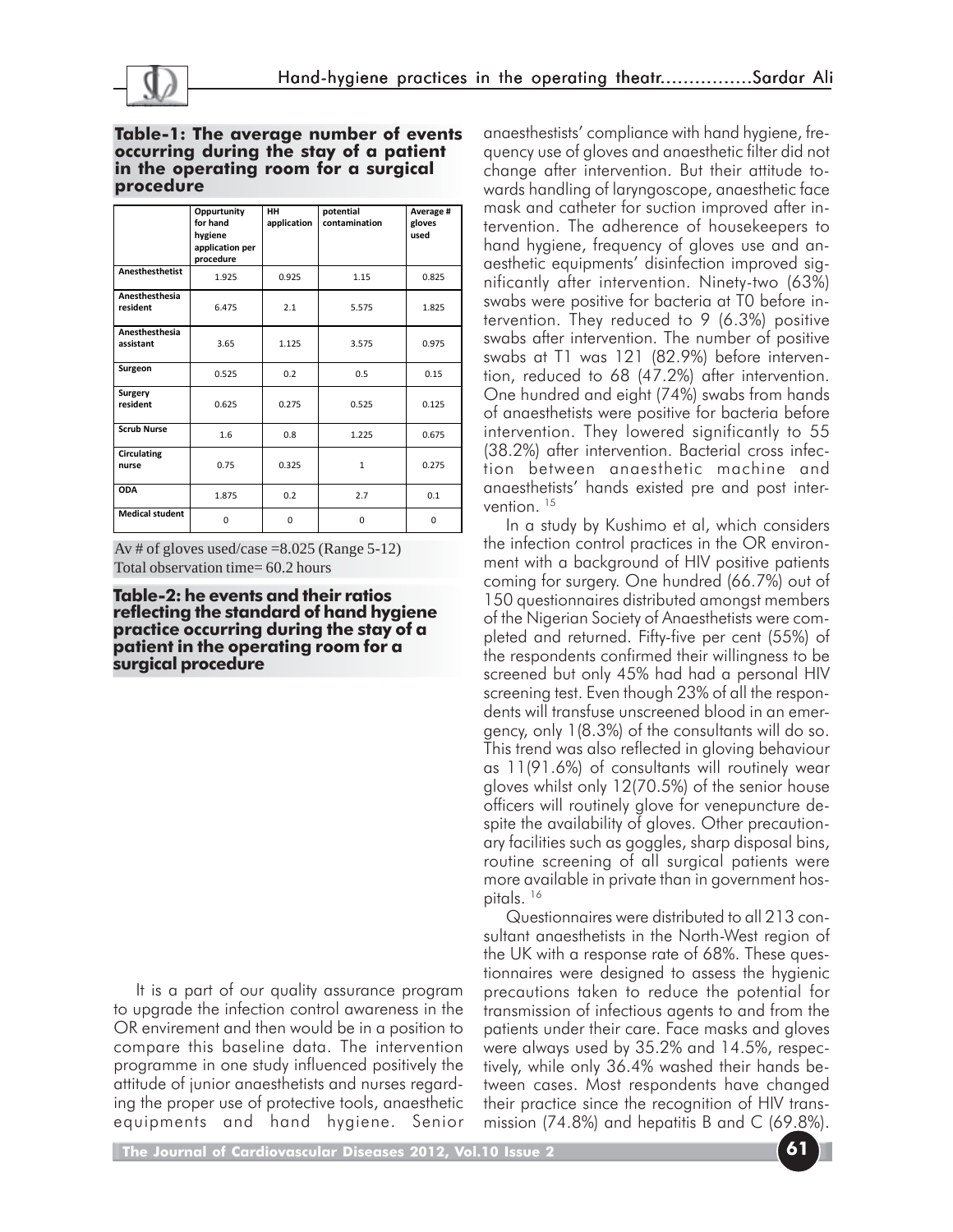**Table-1: The average number of events occurring during the stay of a patient in the operating room for a surgical procedure**

| | Oppurtunity for hand hygiene application per procedure | HH application | potential contamination | Average # gloves used |
|---|---|---|---|---|
| Anesthesthetist | 1.925 | 0.925 | 1.15 | 0.825 |
| Anesthesthesia resident | 6.475 | 2.1 | 5.575 | 1.825 |
| Anesthesthesia assistant | 3.65 | 1.125 | 3.575 | 0.975 |
| Surgeon | 0.525 | 0.2 | 0.5 | 0.15 |
| Surgery resident | 0.625 | 0.275 | 0.525 | 0.125 |
| Scrub Nurse | 1.6 | 0.8 | 1.225 | 0.675 |
| Circulating nurse | 0.75 | 0.325 | 1 | 0.275 |
| ODA | 1.875 | 0.2 | 2.7 | 0.1 |
| Medical student | 0 | 0 | 0 | 0 |

Av # of gloves used/case =8.025 (Range 5-12)
Total observation time= 60.2 hours

**Table-2: he events and their ratios reflecting the standard of hand hygiene practice occurring during the stay of a patient in the operating room for a surgical procedure**

It is a part of our quality assurance program to upgrade the infection control awareness in the OR envirement and then would be in a position to compare this baseline data. The intervention programme in one study influenced positively the attitude of junior anaesthetists and nurses regarding the proper use of protective tools, anaesthetic equipments and hand hygiene. Senior anaesthestists' compliance with hand hygiene, frequency use of gloves and anaesthetic filter did not change after intervention. But their attitude towards handling of laryngoscope, anaesthetic face mask and catheter for suction improved after intervention. The adherence of housekeepers to hand hygiene, frequency of gloves use and anaesthetic equipments' disinfection improved significantly after intervention. Ninety-two (63%) swabs were positive for bacteria at T0 before intervention. They reduced to 9 (6.3%) positive swabs after intervention. The number of positive swabs at T1 was 121 (82.9%) before intervention, reduced to 68 (47.2%) after intervention. One hundred and eight (74%) swabs from hands of anaesthetists were positive for bacteria before intervention. They lowered significantly to 55 (38.2%) after intervention. Bacterial cross infection between anaesthetic machine and anaesthetists' hands existed pre and post intervention.[15]

In a study by Kushimo et al, which considers the infection control practices in the OR environment with a background of HIV positive patients coming for surgery. One hundred (66.7%) out of 150 questionnaires distributed amongst members of the Nigerian Society of Anaesthetists were completed and returned. Fifty-five per cent (55%) of the respondents confirmed their willingness to be screened but only 45% had had a personal HIV screening test. Even though 23% of all the respondents will transfuse unscreened blood in an emergency, only 1(8.3%) of the consultants will do so. This trend was also reflected in gloving behaviour as 11(91.6%) of consultants will routinely wear gloves whilst only 12(70.5%) of the senior house officers will routinely glove for venepuncture despite the availability of gloves. Other precautionary facilities such as goggles, sharp disposal bins, routine screening of all surgical patients were more available in private than in government hospitals.[16]

Questionnaires were distributed to all 213 consultant anaesthetists in the North-West region of the UK with a response rate of 68%. These questionnaires were designed to assess the hygienic precautions taken to reduce the potential for transmission of infectious agents to and from the patients under their care. Face masks and gloves were always used by 35.2% and 14.5%, respectively, while only 36.4% washed their hands between cases. Most respondents have changed their practice since the recognition of HIV transmission (74.8%) and hepatitis B and C (69.8%).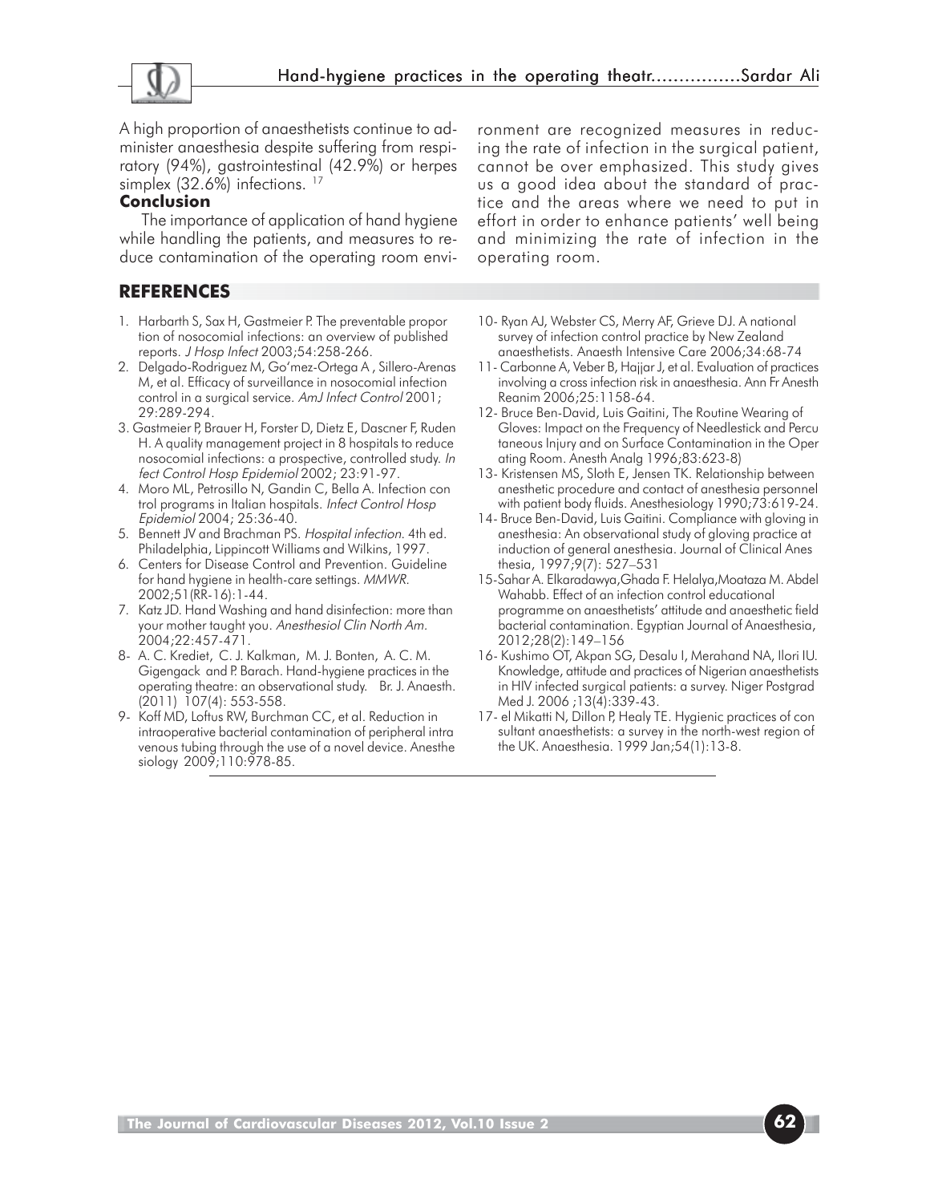A high proportion of anaesthetists continue to administer anaesthesia despite suffering from respiratory (94%), gastrointestinal (42.9%) or herpes simplex (32.6%) infections. [17]

**Conclusion**

The importance of application of hand hygiene while handling the patients, and measures to reduce contamination of the operating room environment are recognized measures in reducing the rate of infection in the surgical patient, cannot be over emphasized. This study gives us a good idea about the standard of practice and the areas where we need to put in effort in order to enhance patients' well being and minimizing the rate of infection in the operating room.

## REFERENCES

1. Harbarth S, Sax H, Gastmeier P. The preventable proportion of nosocomial infections: an overview of published reports. *J Hosp Infect* 2003;54:258-266.
2. Delgado-Rodriguez M, Go'mez-Ortega A, Sillero-Arenas M, et al. Efficacy of surveillance in nosocomial infection control in a surgical service. *AmJ Infect Control* 2001; 29:289-294.
3. Gastmeier P, Brauer H, Forster D, Dietz E, Dascner F, Ruden H. A quality management project in 8 hospitals to reduce nosocomial infections: a prospective, controlled study. *Infect Control Hosp Epidemiol* 2002; 23:91-97.
4. Moro ML, Petrosillo N, Gandin C, Bella A. Infection control programs in Italian hospitals. *Infect Control Hosp Epidemiol* 2004; 25:36-40.
5. Bennett JV and Brachman PS. *Hospital infection.* 4th ed. Philadelphia, Lippincott Williams and Wilkins, 1997.
6. Centers for Disease Control and Prevention. Guideline for hand hygiene in health-care settings. *MMWR.* 2002;51(RR-16):1-44.
7. Katz JD. Hand Washing and hand disinfection: more than your mother taught you. *Anesthesiol Clin North Am.* 2004;22:457-471.
8. A. C. Krediet, C. J. Kalkman, M. J. Bonten, A. C. M. Gigengack and P. Barach. Hand-hygiene practices in the operating theatre: an observational study. Br. J. Anaesth. (2011) 107(4): 553-558.
9. Koff MD, Loftus RW, Burchman CC, et al. Reduction in intraoperative bacterial contamination of peripheral intravenous tubing through the use of a novel device. Anesthesiology 2009;110:978-85.
10. Ryan AJ, Webster CS, Merry AF, Grieve DJ. A national survey of infection control practice by New Zealand anaesthetists. Anaesth Intensive Care 2006;34:68-74
11. Carbonne A, Veber B, Hajjar J, et al. Evaluation of practices involving a cross infection risk in anaesthesia. Ann Fr Anesth Reanim 2006;25:1158-64.
12. Bruce Ben-David, Luis Gaitini, The Routine Wearing of Gloves: Impact on the Frequency of Needlestick and Percutaneous Injury and on Surface Contamination in the Operating Room. Anesth Analg 1996;83:623-8)
13. Kristensen MS, Sloth E, Jensen TK. Relationship between anesthetic procedure and contact of anesthesia personnel with patient body fluids. Anesthesiology 1990;73:619-24.
14. Bruce Ben-David, Luis Gaitini. Compliance with gloving in anesthesia: An observational study of gloving practice at induction of general anesthesia. Journal of Clinical Anesthesia, 1997;9(7): 527–531
15. Sahar A. Elkaradawya, Ghada F. Helalya, Moataza M. Abdel Wahabb. Effect of an infection control educational programme on anaesthetists' attitude and anaesthetic field bacterial contamination. Egyptian Journal of Anaesthesia, 2012;28(2):149–156
16. Kushimo OT, Akpan SG, Desalu I, Merahand NA, Ilori IU. Knowledge, attitude and practices of Nigerian anaesthetists in HIV infected surgical patients: a survey. Niger Postgrad Med J. 2006 ;13(4):339-43.
17. el Mikatti N, Dillon P, Healy TE. Hygienic practices of consultant anaesthetists: a survey in the north-west region of the UK. Anaesthesia. 1999 Jan;54(1):13-8.